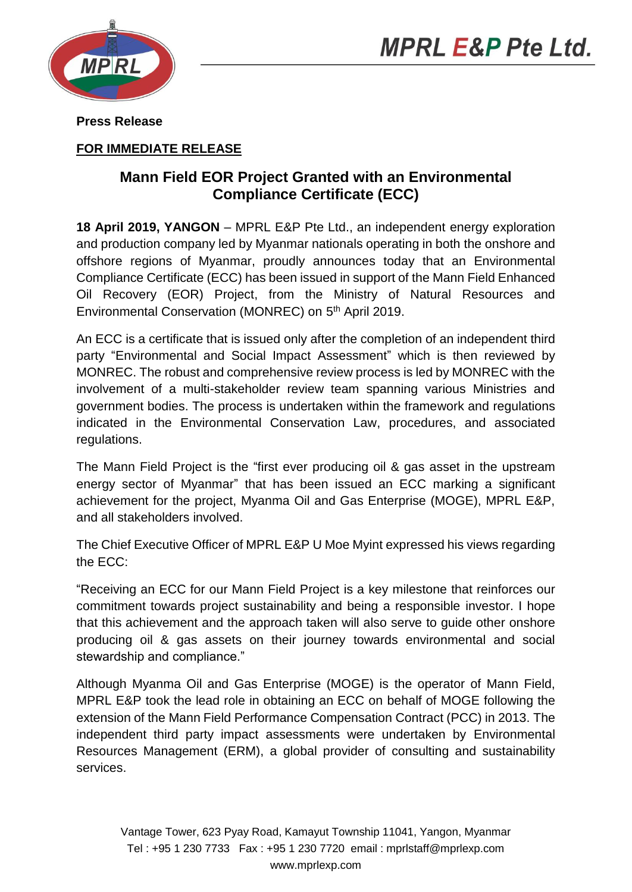**Press Release**

**FOR IMMEDIATE RELEASE**

# Mann Field EOR Project Granted with an Environmental Compliance Certificate (ECC)

**18 April 2019, YANGON** – MPRL E&P Pte Ltd., an independent energy exploration and production company led by Myanmar nationals operating in both the onshore and offshore regions of Myanmar, proudly announces today that an Environmental Compliance Certificate (ECC) has been issued in support of the Mann Field Enhanced Oil Recovery (EOR) Project, from the Ministry of Natural Resources and Environmental Conservation (MONREC) on 5th April 2019.

An ECC is a certificate that is issued only after the completion of an independent third party "Environmental and Social Impact Assessment" which is then reviewed by MONREC. The robust and comprehensive review process is led by MONREC with the involvement of a multi-stakeholder review team spanning various Ministries and government bodies. The process is undertaken within the framework and regulations indicated in the Environmental Conservation Law, procedures, and associated regulations.

The Mann Field Project is the "first ever producing oil & gas asset in the upstream energy sector of Myanmar" that has been issued an ECC marking a significant achievement for the project, Myanma Oil and Gas Enterprise (MOGE), MPRL E&P, and all stakeholders involved.

The Chief Executive Officer of MPRL E&P U Moe Myint expressed his views regarding the ECC:

"Receiving an ECC for our Mann Field Project is a key milestone that reinforces our commitment towards project sustainability and being a responsible investor. I hope that this achievement and the approach taken will also serve to guide other onshore producing oil & gas assets on their journey towards environmental and social stewardship and compliance."

Although Myanma Oil and Gas Enterprise (MOGE) is the operator of Mann Field, MPRL E&P took the lead role in obtaining an ECC on behalf of MOGE following the extension of the Mann Field Performance Compensation Contract (PCC) in 2013. The independent third party impact assessments were undertaken by Environmental Resources Management (ERM), a global provider of consulting and sustainability services.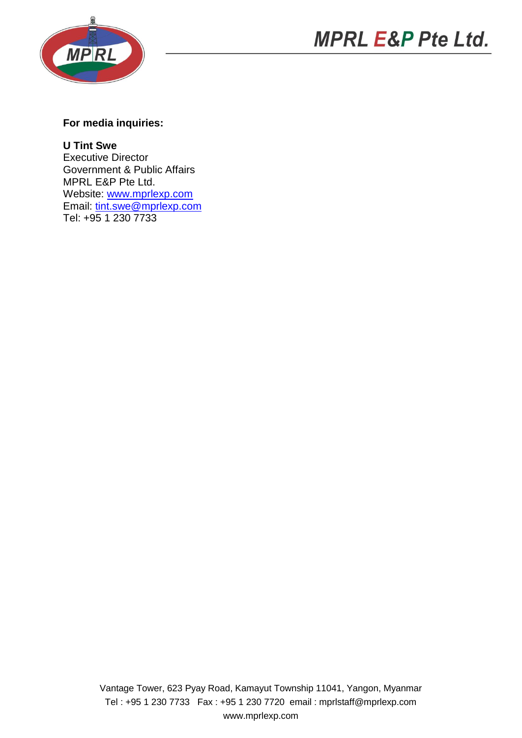**For media inquiries:**

**U Tint Swe**
Executive Director
Government & Public Affairs
MPRL E&P Pte Ltd.
Website: www.mprlexp.com
Email: tint.swe@mprlexp.com
Tel: +95 1 230 7733